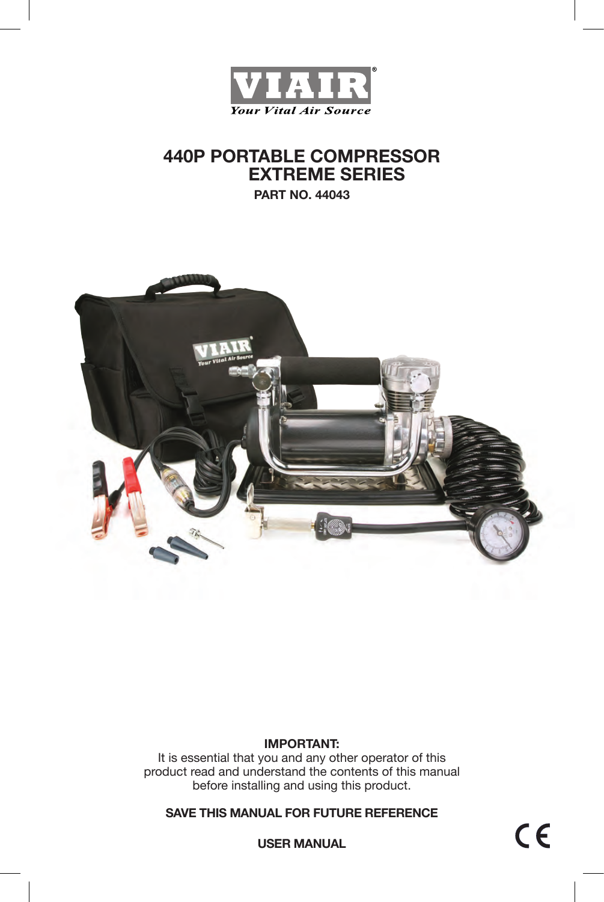VIAIR®

*Your Vital Air Source*

# 440P PORTABLE COMPRESSOR
# EXTREME SERIES

**PART NO. 44043**

**IMPORTANT:**
It is essential that you and any other operator of this product read and understand the contents of this manual before installing and using this product.

**SAVE THIS MANUAL FOR FUTURE REFERENCE**

**USER MANUAL**

CE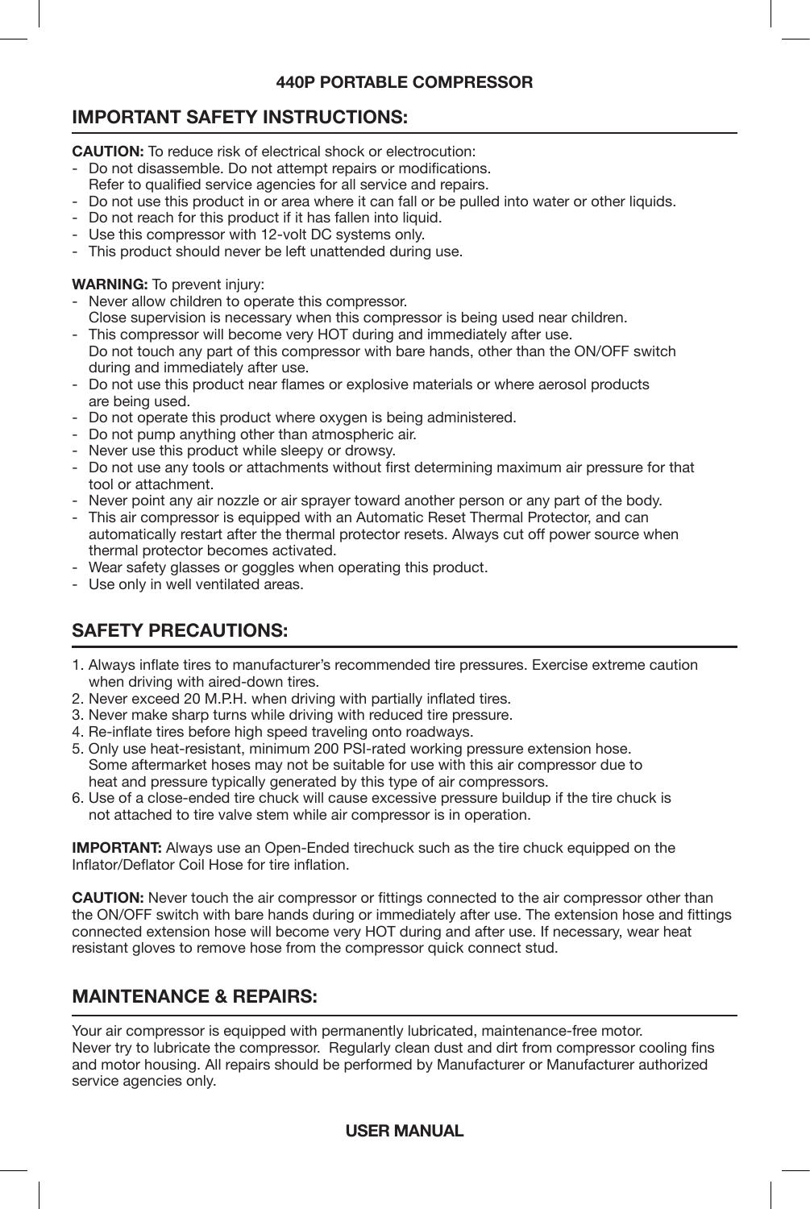**440P PORTABLE COMPRESSOR**

## IMPORTANT SAFETY INSTRUCTIONS:

**CAUTION:** To reduce risk of electrical shock or electrocution:

- Do not disassemble. Do not attempt repairs or modifications.
  Refer to qualified service agencies for all service and repairs.
- Do not use this product in or area where it can fall or be pulled into water or other liquids.
- Do not reach for this product if it has fallen into liquid.
- Use this compressor with 12-volt DC systems only.
- This product should never be left unattended during use.

**WARNING:** To prevent injury:

- Never allow children to operate this compressor.
  Close supervision is necessary when this compressor is being used near children.
- This compressor will become very HOT during and immediately after use.
  Do not touch any part of this compressor with bare hands, other than the ON/OFF switch during and immediately after use.
- Do not use this product near flames or explosive materials or where aerosol products are being used.
- Do not operate this product where oxygen is being administered.
- Do not pump anything other than atmospheric air.
- Never use this product while sleepy or drowsy.
- Do not use any tools or attachments without first determining maximum air pressure for that tool or attachment.
- Never point any air nozzle or air sprayer toward another person or any part of the body.
- This air compressor is equipped with an Automatic Reset Thermal Protector, and can automatically restart after the thermal protector resets. Always cut off power source when thermal protector becomes activated.
- Wear safety glasses or goggles when operating this product.
- Use only in well ventilated areas.

## SAFETY PRECAUTIONS:

1. Always inflate tires to manufacturer's recommended tire pressures. Exercise extreme caution when driving with aired-down tires.
2. Never exceed 20 M.P.H. when driving with partially inflated tires.
3. Never make sharp turns while driving with reduced tire pressure.
4. Re-inflate tires before high speed traveling onto roadways.
5. Only use heat-resistant, minimum 200 PSI-rated working pressure extension hose.
   Some aftermarket hoses may not be suitable for use with this air compressor due to heat and pressure typically generated by this type of air compressors.
6. Use of a close-ended tire chuck will cause excessive pressure buildup if the tire chuck is not attached to tire valve stem while air compressor is in operation.

**IMPORTANT:** Always use an Open-Ended tirechuck such as the tire chuck equipped on the Inflator/Deflator Coil Hose for tire inflation.

**CAUTION:** Never touch the air compressor or fittings connected to the air compressor other than the ON/OFF switch with bare hands during or immediately after use. The extension hose and fittings connected extension hose will become very HOT during and after use. If necessary, wear heat resistant gloves to remove hose from the compressor quick connect stud.

## MAINTENANCE & REPAIRS:

Your air compressor is equipped with permanently lubricated, maintenance-free motor. Never try to lubricate the compressor. Regularly clean dust and dirt from compressor cooling fins and motor housing. All repairs should be performed by Manufacturer or Manufacturer authorized service agencies only.

**USER MANUAL**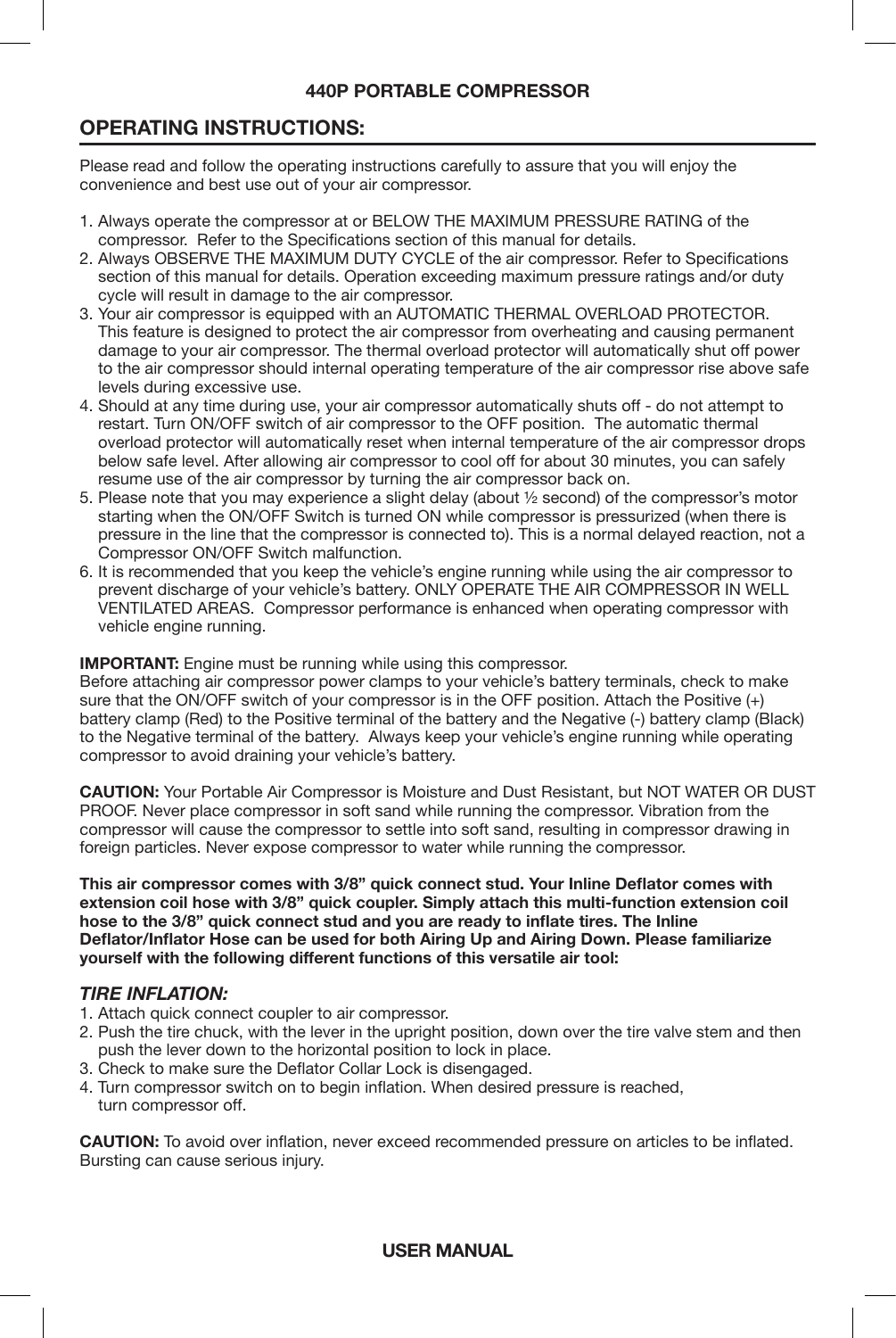# 440P PORTABLE COMPRESSOR

## OPERATING INSTRUCTIONS:

Please read and follow the operating instructions carefully to assure that you will enjoy the convenience and best use out of your air compressor.

1. Always operate the compressor at or BELOW THE MAXIMUM PRESSURE RATING of the compressor. Refer to the Specifications section of this manual for details.
2. Always OBSERVE THE MAXIMUM DUTY CYCLE of the air compressor. Refer to Specifications section of this manual for details. Operation exceeding maximum pressure ratings and/or duty cycle will result in damage to the air compressor.
3. Your air compressor is equipped with an AUTOMATIC THERMAL OVERLOAD PROTECTOR. This feature is designed to protect the air compressor from overheating and causing permanent damage to your air compressor. The thermal overload protector will automatically shut off power to the air compressor should internal operating temperature of the air compressor rise above safe levels during excessive use.
4. Should at any time during use, your air compressor automatically shuts off - do not attempt to restart. Turn ON/OFF switch of air compressor to the OFF position. The automatic thermal overload protector will automatically reset when internal temperature of the air compressor drops below safe level. After allowing air compressor to cool off for about 30 minutes, you can safely resume use of the air compressor by turning the air compressor back on.
5. Please note that you may experience a slight delay (about ½ second) of the compressor's motor starting when the ON/OFF Switch is turned ON while compressor is pressurized (when there is pressure in the line that the compressor is connected to). This is a normal delayed reaction, not a Compressor ON/OFF Switch malfunction.
6. It is recommended that you keep the vehicle's engine running while using the air compressor to prevent discharge of your vehicle's battery. ONLY OPERATE THE AIR COMPRESSOR IN WELL VENTILATED AREAS. Compressor performance is enhanced when operating compressor with vehicle engine running.

**IMPORTANT:** Engine must be running while using this compressor.
Before attaching air compressor power clamps to your vehicle's battery terminals, check to make sure that the ON/OFF switch of your compressor is in the OFF position. Attach the Positive (+) battery clamp (Red) to the Positive terminal of the battery and the Negative (-) battery clamp (Black) to the Negative terminal of the battery. Always keep your vehicle's engine running while operating compressor to avoid draining your vehicle's battery.

**CAUTION:** Your Portable Air Compressor is Moisture and Dust Resistant, but NOT WATER OR DUST PROOF. Never place compressor in soft sand while running the compressor. Vibration from the compressor will cause the compressor to settle into soft sand, resulting in compressor drawing in foreign particles. Never expose compressor to water while running the compressor.

**This air compressor comes with 3/8" quick connect stud. Your Inline Deflator comes with extension coil hose with 3/8" quick coupler. Simply attach this multi-function extension coil hose to the 3/8" quick connect stud and you are ready to inflate tires. The Inline Deflator/Inflator Hose can be used for both Airing Up and Airing Down. Please familiarize yourself with the following different functions of this versatile air tool:**

### *TIRE INFLATION:*

1. Attach quick connect coupler to air compressor.
2. Push the tire chuck, with the lever in the upright position, down over the tire valve stem and then push the lever down to the horizontal position to lock in place.
3. Check to make sure the Deflator Collar Lock is disengaged.
4. Turn compressor switch on to begin inflation. When desired pressure is reached, turn compressor off.

**CAUTION:** To avoid over inflation, never exceed recommended pressure on articles to be inflated. Bursting can cause serious injury.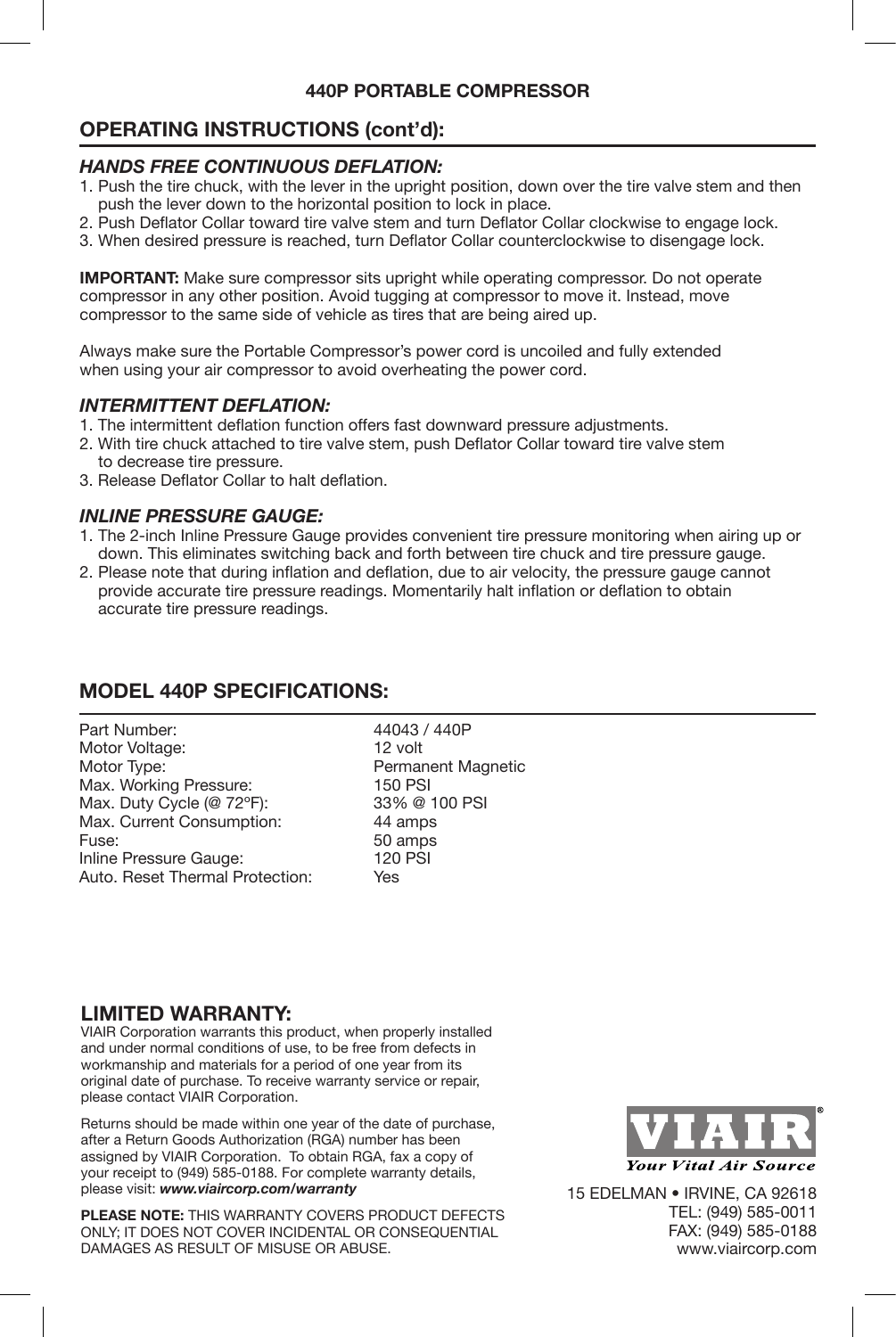**440P PORTABLE COMPRESSOR**

## OPERATING INSTRUCTIONS (cont'd):

### *HANDS FREE CONTINUOUS DEFLATION:*

1. Push the tire chuck, with the lever in the upright position, down over the tire valve stem and then push the lever down to the horizontal position to lock in place.
2. Push Deflator Collar toward tire valve stem and turn Deflator Collar clockwise to engage lock.
3. When desired pressure is reached, turn Deflator Collar counterclockwise to disengage lock.

**IMPORTANT:** Make sure compressor sits upright while operating compressor. Do not operate compressor in any other position. Avoid tugging at compressor to move it. Instead, move compressor to the same side of vehicle as tires that are being aired up.

Always make sure the Portable Compressor's power cord is uncoiled and fully extended when using your air compressor to avoid overheating the power cord.

### *INTERMITTENT DEFLATION:*

1. The intermittent deflation function offers fast downward pressure adjustments.
2. With tire chuck attached to tire valve stem, push Deflator Collar toward tire valve stem to decrease tire pressure.
3. Release Deflator Collar to halt deflation.

### *INLINE PRESSURE GAUGE:*

1. The 2-inch Inline Pressure Gauge provides convenient tire pressure monitoring when airing up or down. This eliminates switching back and forth between tire chuck and tire pressure gauge.
2. Please note that during inflation and deflation, due to air velocity, the pressure gauge cannot provide accurate tire pressure readings. Momentarily halt inflation or deflation to obtain accurate tire pressure readings.

## MODEL 440P SPECIFICATIONS:

| | |
|---|---|
| Part Number: | 44043 / 440P |
| Motor Voltage: | 12 volt |
| Motor Type: | Permanent Magnetic |
| Max. Working Pressure: | 150 PSI |
| Max. Duty Cycle (@ 72°F): | 33% @ 100 PSI |
| Max. Current Consumption: | 44 amps |
| Fuse: | 50 amps |
| Inline Pressure Gauge: | 120 PSI |
| Auto. Reset Thermal Protection: | Yes |

## LIMITED WARRANTY:

VIAIR Corporation warrants this product, when properly installed and under normal conditions of use, to be free from defects in workmanship and materials for a period of one year from its original date of purchase. To receive warranty service or repair, please contact VIAIR Corporation.

Returns should be made within one year of the date of purchase, after a Return Goods Authorization (RGA) number has been assigned by VIAIR Corporation. To obtain RGA, fax a copy of your receipt to (949) 585-0188. For complete warranty details, please visit: ***www.viaircorp.com/warranty***

**PLEASE NOTE:** THIS WARRANTY COVERS PRODUCT DEFECTS ONLY; IT DOES NOT COVER INCIDENTAL OR CONSEQUENTIAL DAMAGES AS RESULT OF MISUSE OR ABUSE.

VIAIR®
*Your Vital Air Source*

15 EDELMAN • IRVINE, CA 92618
TEL: (949) 585-0011
FAX: (949) 585-0188
www.viaircorp.com